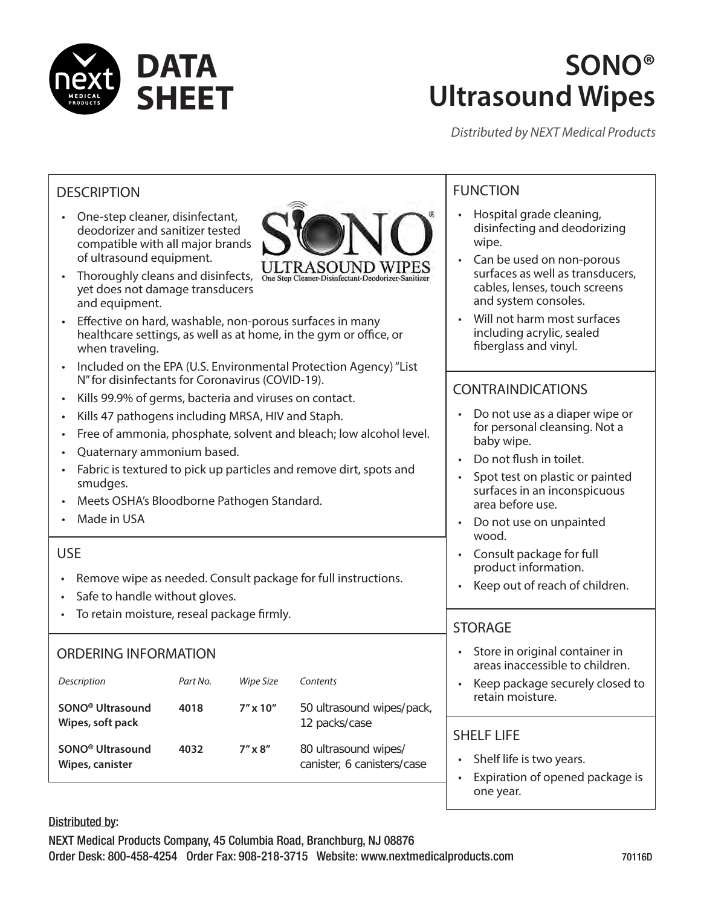# DATA SHEET

# SONO® Ultrasound Wipes

*Distributed by NEXT Medical Products*

## DESCRIPTION

- One-step cleaner, disinfectant, deodorizer and sanitizer tested compatible with all major brands of ultrasound equipment.
- Thoroughly cleans and disinfects, yet does not damage transducers and equipment.
- Effective on hard, washable, non-porous surfaces in many healthcare settings, as well as at home, in the gym or office, or when traveling.
- Included on the EPA (U.S. Environmental Protection Agency) "List N" for disinfectants for Coronavirus (COVID-19).
- Kills 99.9% of germs, bacteria and viruses on contact.
- Kills 47 pathogens including MRSA, HIV and Staph.
- Free of ammonia, phosphate, solvent and bleach; low alcohol level.
- Quaternary ammonium based.
- Fabric is textured to pick up particles and remove dirt, spots and smudges.
- Meets OSHA's Bloodborne Pathogen Standard.
- Made in USA

## USE

- Remove wipe as needed. Consult package for full instructions.
- Safe to handle without gloves.
- To retain moisture, reseal package firmly.

## ORDERING INFORMATION

| *Description* | *Part No.* | *Wipe Size* | *Contents* |
|---|---|---|---|
| **SONO® Ultrasound Wipes, soft pack** | **4018** | **7" x 10"** | 50 ultrasound wipes/pack, 12 packs/case |
| **SONO® Ultrasound Wipes, canister** | **4032** | **7" x 8"** | 80 ultrasound wipes/ canister, 6 canisters/case |

## FUNCTION

- Hospital grade cleaning, disinfecting and deodorizing wipe.
- Can be used on non-porous surfaces as well as transducers, cables, lenses, touch screens and system consoles.
- Will not harm most surfaces including acrylic, sealed fiberglass and vinyl.

## CONTRAINDICATIONS

- Do not use as a diaper wipe or for personal cleansing. Not a baby wipe.
- Do not flush in toilet.
- Spot test on plastic or painted surfaces in an inconspicuous area before use.
- Do not use on unpainted wood.
- Consult package for full product information.
- Keep out of reach of children.

## STORAGE

- Store in original container in areas inaccessible to children.
- Keep package securely closed to retain moisture.

## SHELF LIFE

- Shelf life is two years.
- Expiration of opened package is one year.

Distributed by:

NEXT Medical Products Company, 45 Columbia Road, Branchburg, NJ 08876
Order Desk: 800-458-4254 Order Fax: 908-218-3715 Website: www.nextmedicalproducts.com

70116D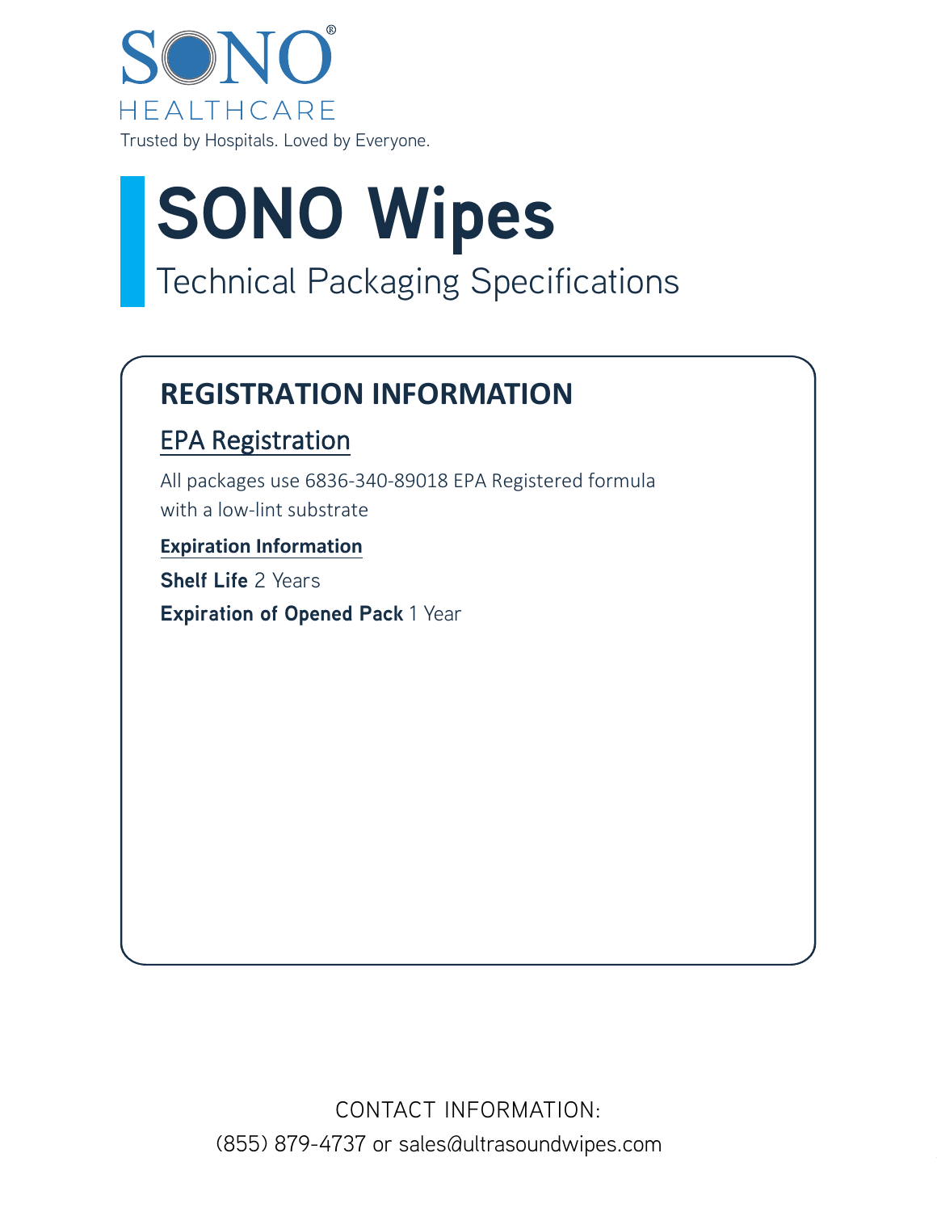SONO® HEALTHCARE

Trusted by Hospitals. Loved by Everyone.

# SONO Wipes

Technical Packaging Specifications

## REGISTRATION INFORMATION

### EPA Registration

All packages use 6836-340-89018 EPA Registered formula with a low-lint substrate

**Expiration Information**

**Shelf Life** 2 Years

**Expiration of Opened Pack** 1 Year

CONTACT INFORMATION:
(855) 879-4737 or sales@ultrasoundwipes.com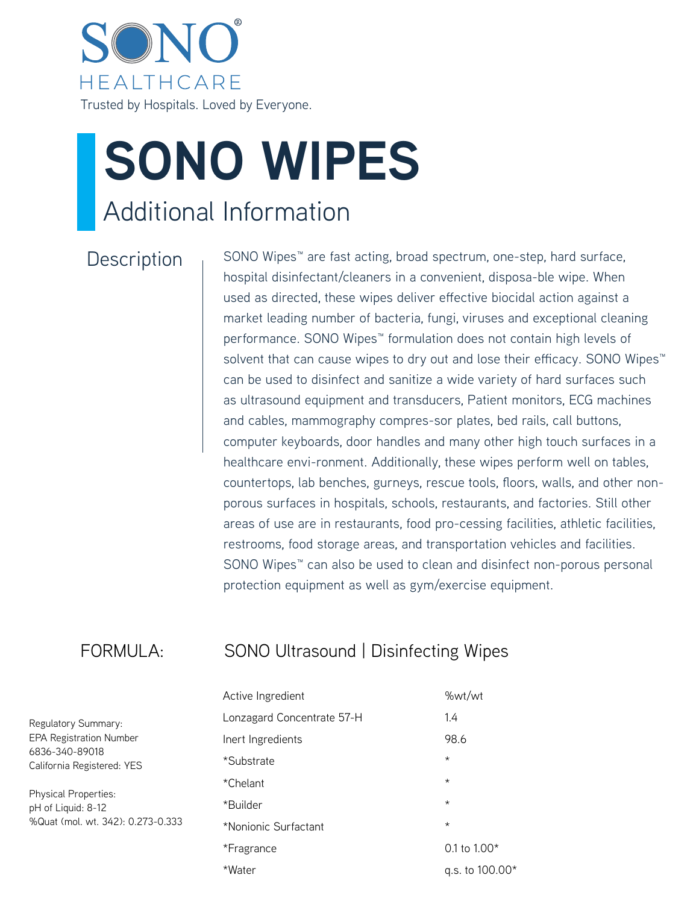SONO HEALTHCARE

Trusted by Hospitals. Loved by Everyone.

# SONO WIPES

## Additional Information

### Description

SONO Wipes™ are fast acting, broad spectrum, one-step, hard surface, hospital disinfectant/cleaners in a convenient, disposa-ble wipe. When used as directed, these wipes deliver effective biocidal action against a market leading number of bacteria, fungi, viruses and exceptional cleaning performance. SONO Wipes™ formulation does not contain high levels of solvent that can cause wipes to dry out and lose their efficacy. SONO Wipes™ can be used to disinfect and sanitize a wide variety of hard surfaces such as ultrasound equipment and transducers, Patient monitors, ECG machines and cables, mammography compres-sor plates, bed rails, call buttons, computer keyboards, door handles and many other high touch surfaces in a healthcare envi-ronment. Additionally, these wipes perform well on tables, countertops, lab benches, gurneys, rescue tools, floors, walls, and other non-porous surfaces in hospitals, schools, restaurants, and factories. Still other areas of use are in restaurants, food pro-cessing facilities, athletic facilities, restrooms, food storage areas, and transportation vehicles and facilities. SONO Wipes™ can also be used to clean and disinfect non-porous personal protection equipment as well as gym/exercise equipment.

### FORMULA: SONO Ultrasound | Disinfecting Wipes

| Active Ingredient | %wt/wt |
|---|---|
| Lonzagard Concentrate 57-H | 1.4 |
| Inert Ingredients | 98.6 |
| *Substrate | * |
| *Chelant | * |
| *Builder | * |
| *Nonionic Surfactant | * |
| *Fragrance | 0.1 to 1.00* |
| *Water | q.s. to 100.00* |

Regulatory Summary:
EPA Registration Number
6836-340-89018
California Registered: YES

Physical Properties:
pH of Liquid: 8-12
%Quat (mol. wt. 342): 0.273-0.333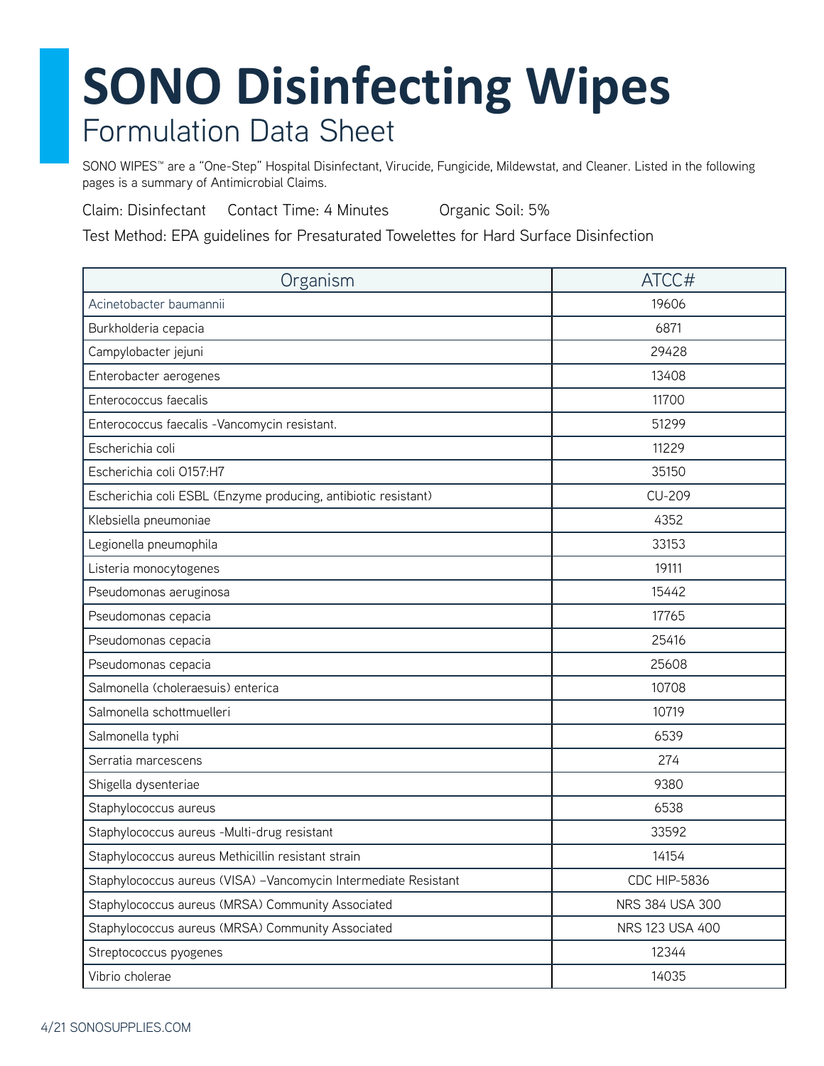# SONO Disinfecting Wipes

## Formulation Data Sheet

SONO WIPES™ are a "One-Step" Hospital Disinfectant, Virucide, Fungicide, Mildewstat, and Cleaner. Listed in the following pages is a summary of Antimicrobial Claims.

Claim: Disinfectant Contact Time: 4 Minutes Organic Soil: 5%

Test Method: EPA guidelines for Presaturated Towelettes for Hard Surface Disinfection

| Organism | ATCC# |
| --- | --- |
| Acinetobacter baumannii | 19606 |
| Burkholderia cepacia | 6871 |
| Campylobacter jejuni | 29428 |
| Enterobacter aerogenes | 13408 |
| Enterococcus faecalis | 11700 |
| Enterococcus faecalis -Vancomycin resistant. | 51299 |
| Escherichia coli | 11229 |
| Escherichia coli O157:H7 | 35150 |
| Escherichia coli ESBL (Enzyme producing, antibiotic resistant) | CU-209 |
| Klebsiella pneumoniae | 4352 |
| Legionella pneumophila | 33153 |
| Listeria monocytogenes | 19111 |
| Pseudomonas aeruginosa | 15442 |
| Pseudomonas cepacia | 17765 |
| Pseudomonas cepacia | 25416 |
| Pseudomonas cepacia | 25608 |
| Salmonella (choleraesuis) enterica | 10708 |
| Salmonella schottmuelleri | 10719 |
| Salmonella typhi | 6539 |
| Serratia marcescens | 274 |
| Shigella dysenteriae | 9380 |
| Staphylococcus aureus | 6538 |
| Staphylococcus aureus -Multi-drug resistant | 33592 |
| Staphylococcus aureus Methicillin resistant strain | 14154 |
| Staphylococcus aureus (VISA) –Vancomycin Intermediate Resistant | CDC HIP-5836 |
| Staphylococcus aureus (MRSA) Community Associated | NRS 384 USA 300 |
| Staphylococcus aureus (MRSA) Community Associated | NRS 123 USA 400 |
| Streptococcus pyogenes | 12344 |
| Vibrio cholerae | 14035 |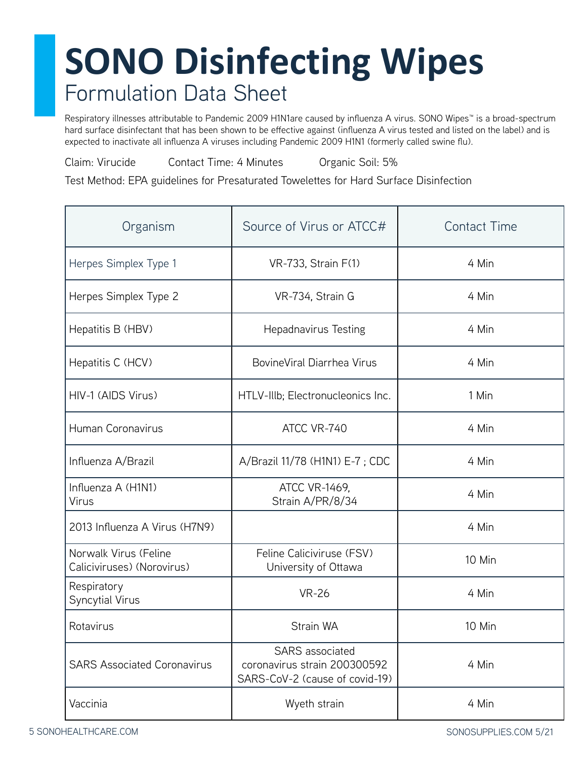# SONO Disinfecting Wipes

## Formulation Data Sheet

Respiratory illnesses attributable to Pandemic 2009 H1N1are caused by influenza A virus. SONO Wipes™ is a broad-spectrum hard surface disinfectant that has been shown to be effective against (influenza A virus tested and listed on the label) and is expected to inactivate all influenza A viruses including Pandemic 2009 H1N1 (formerly called swine flu).

Claim: Virucide     Contact Time: 4 Minutes     Organic Soil: 5%

Test Method: EPA guidelines for Presaturated Towelettes for Hard Surface Disinfection

| Organism | Source of Virus or ATCC# | Contact Time |
|---|---|---|
| Herpes Simplex Type 1 | VR-733, Strain F(1) | 4 Min |
| Herpes Simplex Type 2 | VR-734, Strain G | 4 Min |
| Hepatitis B (HBV) | Hepadnavirus Testing | 4 Min |
| Hepatitis C (HCV) | BovineViral Diarrhea Virus | 4 Min |
| HIV-1 (AIDS Virus) | HTLV-IIIb; Electronucleonics Inc. | 1 Min |
| Human Coronavirus | ATCC VR-740 | 4 Min |
| Influenza A/Brazil | A/Brazil 11/78 (H1N1) E-7 ; CDC | 4 Min |
| Influenza A (H1N1) Virus | ATCC VR-1469, Strain A/PR/8/34 | 4 Min |
| 2013 Influenza A Virus (H7N9) | | 4 Min |
| Norwalk Virus (Feline Caliciviruses) (Norovirus) | Feline Caliciviruse (FSV) University of Ottawa | 10 Min |
| Respiratory Syncytial Virus | VR-26 | 4 Min |
| Rotavirus | Strain WA | 10 Min |
| SARS Associated Coronavirus | SARS associated coronavirus strain 200300592 SARS-CoV-2 (cause of covid-19) | 4 Min |
| Vaccinia | Wyeth strain | 4 Min |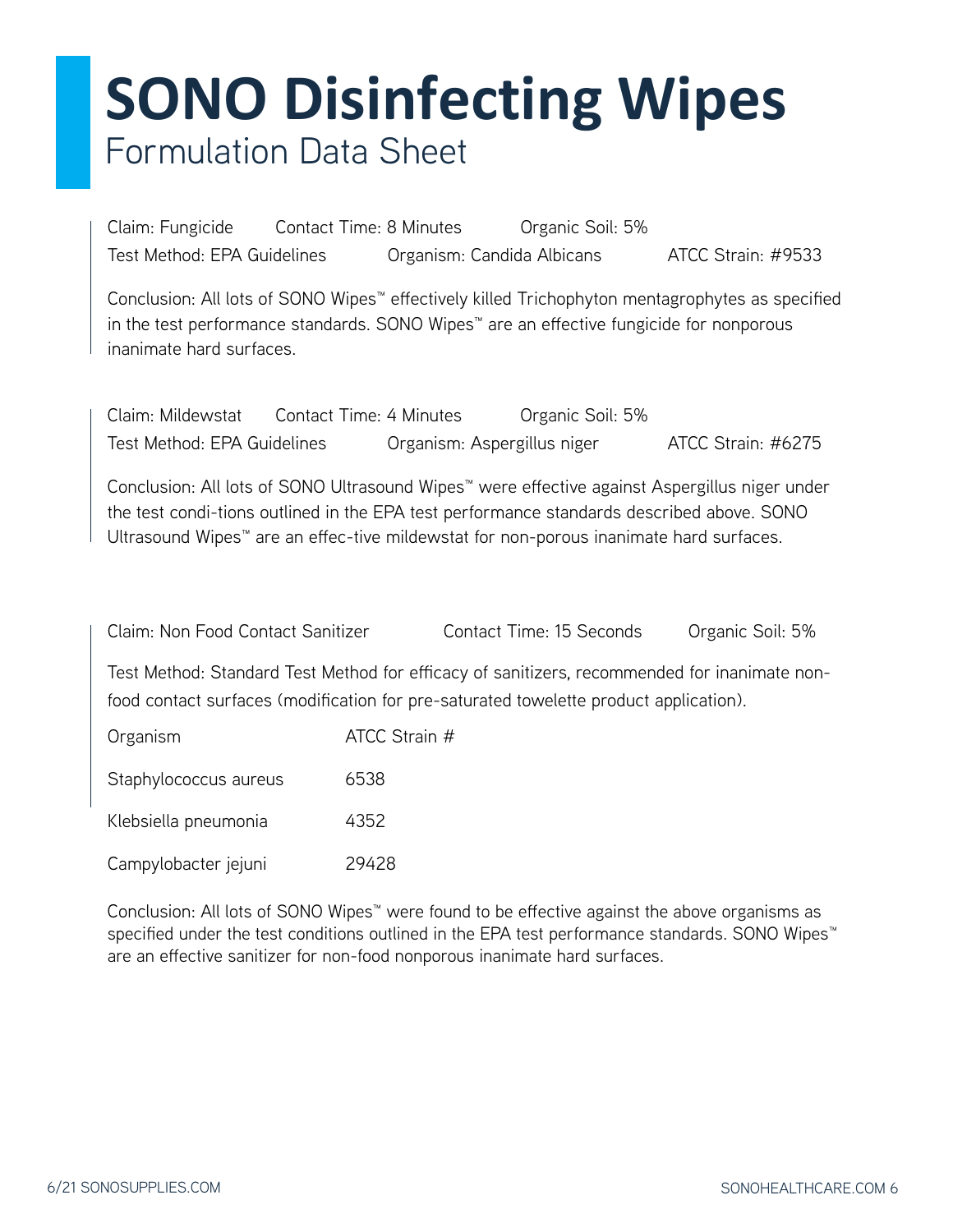# SONO Disinfecting Wipes

Formulation Data Sheet

Claim: Fungicide Contact Time: 8 Minutes Organic Soil: 5%
Test Method: EPA Guidelines Organism: Candida Albicans ATCC Strain: #9533

Conclusion: All lots of SONO Wipes™ effectively killed Trichophyton mentagrophytes as specified in the test performance standards. SONO Wipes™ are an effective fungicide for nonporous inanimate hard surfaces.

Claim: Mildewstat Contact Time: 4 Minutes Organic Soil: 5%
Test Method: EPA Guidelines Organism: Aspergillus niger ATCC Strain: #6275

Conclusion: All lots of SONO Ultrasound Wipes™ were effective against Aspergillus niger under the test condi-tions outlined in the EPA test performance standards described above. SONO Ultrasound Wipes™ are an effec-tive mildewstat for non-porous inanimate hard surfaces.

Claim: Non Food Contact Sanitizer Contact Time: 15 Seconds Organic Soil: 5%

Test Method: Standard Test Method for efficacy of sanitizers, recommended for inanimate non-food contact surfaces (modification for pre-saturated towelette product application).

| Organism | ATCC Strain # |
| --- | --- |
| Staphylococcus aureus | 6538 |
| Klebsiella pneumonia | 4352 |
| Campylobacter jejuni | 29428 |

Conclusion: All lots of SONO Wipes™ were found to be effective against the above organisms as specified under the test conditions outlined in the EPA test performance standards. SONO Wipes™ are an effective sanitizer for non-food nonporous inanimate hard surfaces.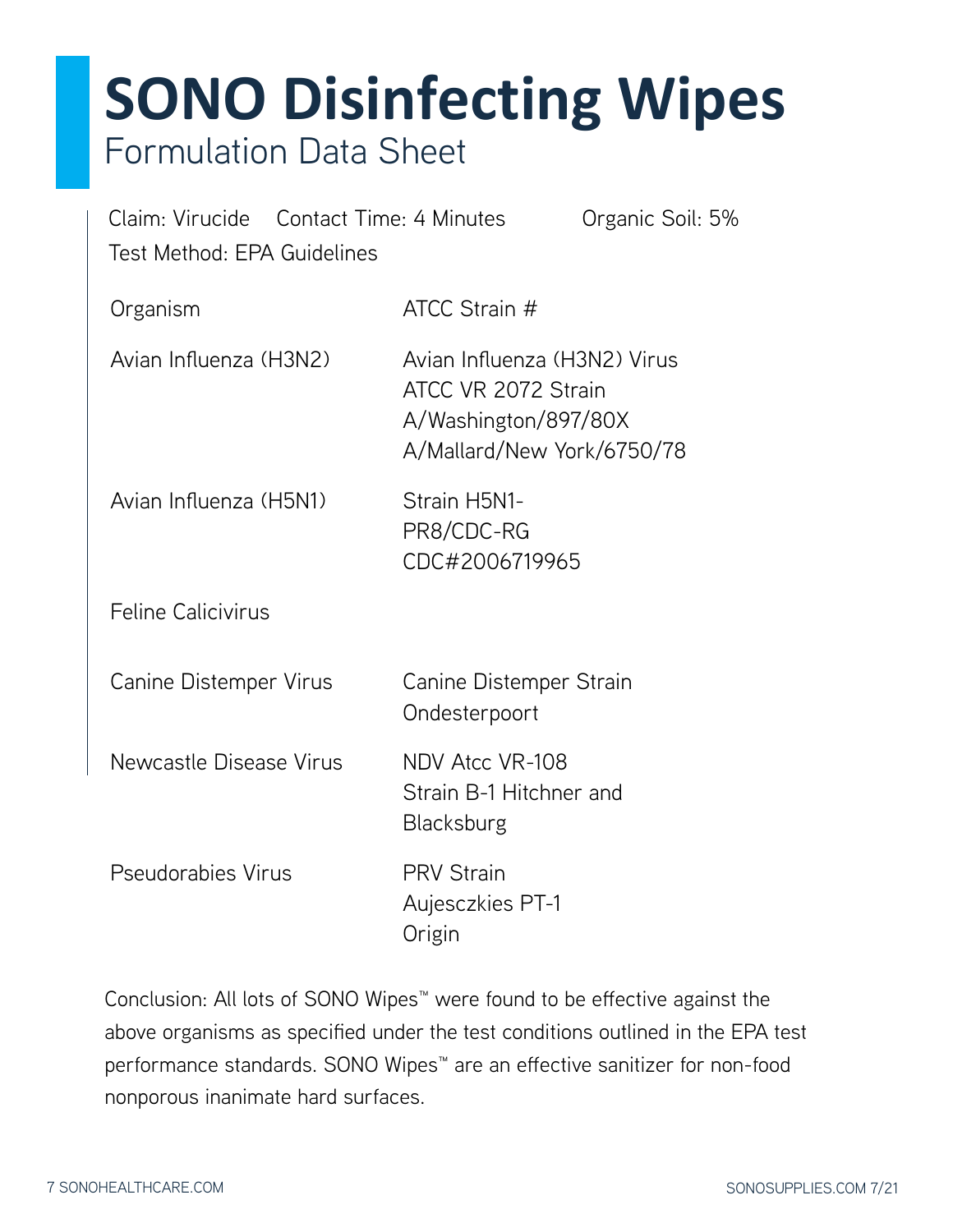# SONO Disinfecting Wipes

## Formulation Data Sheet

Claim: Virucide    Contact Time: 4 Minutes    Organic Soil: 5%

Test Method: EPA Guidelines

| Organism | ATCC Strain # |
|---|---|
| Avian Influenza (H3N2) | Avian Influenza (H3N2) Virus ATCC VR 2072 Strain A/Washington/897/80X A/Mallard/New York/6750/78 |
| Avian Influenza (H5N1) | Strain H5N1- PR8/CDC-RG CDC#2006719965 |
| Feline Calicivirus | |
| Canine Distemper Virus | Canine Distemper Strain Ondesterpoort |
| Newcastle Disease Virus | NDV Atcc VR-108 Strain B-1 Hitchner and Blacksburg |
| Pseudorabies Virus | PRV Strain Aujesczkies PT-1 Origin |

Conclusion: All lots of SONO Wipes™ were found to be effective against the above organisms as specified under the test conditions outlined in the EPA test performance standards. SONO Wipes™ are an effective sanitizer for non-food nonporous inanimate hard surfaces.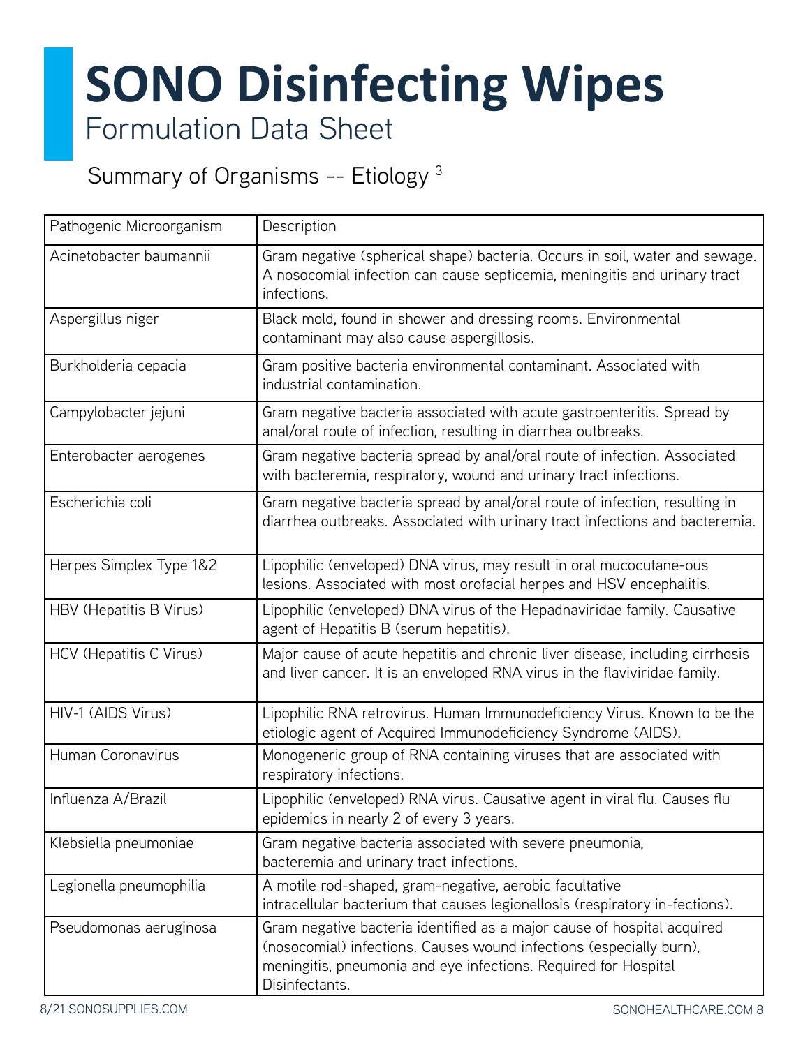# SONO Disinfecting Wipes

## Formulation Data Sheet

### Summary of Organisms -- Etiology [3]

| Pathogenic Microorganism | Description |
|---|---|
| Acinetobacter baumannii | Gram negative (spherical shape) bacteria. Occurs in soil, water and sewage. A nosocomial infection can cause septicemia, meningitis and urinary tract infections. |
| Aspergillus niger | Black mold, found in shower and dressing rooms. Environmental contaminant may also cause aspergillosis. |
| Burkholderia cepacia | Gram positive bacteria environmental contaminant. Associated with industrial contamination. |
| Campylobacter jejuni | Gram negative bacteria associated with acute gastroenteritis. Spread by anal/oral route of infection, resulting in diarrhea outbreaks. |
| Enterobacter aerogenes | Gram negative bacteria spread by anal/oral route of infection. Associated with bacteremia, respiratory, wound and urinary tract infections. |
| Escherichia coli | Gram negative bacteria spread by anal/oral route of infection, resulting in diarrhea outbreaks. Associated with urinary tract infections and bacteremia. |
| Herpes Simplex Type 1&2 | Lipophilic (enveloped) DNA virus, may result in oral mucocutane-ous lesions. Associated with most orofacial herpes and HSV encephalitis. |
| HBV (Hepatitis B Virus) | Lipophilic (enveloped) DNA virus of the Hepadnaviridae family. Causative agent of Hepatitis B (serum hepatitis). |
| HCV (Hepatitis C Virus) | Major cause of acute hepatitis and chronic liver disease, including cirrhosis and liver cancer. It is an enveloped RNA virus in the flaviviridae family. |
| HIV-1 (AIDS Virus) | Lipophilic RNA retrovirus. Human Immunodeficiency Virus. Known to be the etiologic agent of Acquired Immunodeficiency Syndrome (AIDS). |
| Human Coronavirus | Monogeneric group of RNA containing viruses that are associated with respiratory infections. |
| Influenza A/Brazil | Lipophilic (enveloped) RNA virus. Causative agent in viral flu. Causes flu epidemics in nearly 2 of every 3 years. |
| Klebsiella pneumoniae | Gram negative bacteria associated with severe pneumonia, bacteremia and urinary tract infections. |
| Legionella pneumophilia | A motile rod-shaped, gram-negative, aerobic facultative intracellular bacterium that causes legionellosis (respiratory in-fections). |
| Pseudomonas aeruginosa | Gram negative bacteria identified as a major cause of hospital acquired (nosocomial) infections. Causes wound infections (especially burn), meningitis, pneumonia and eye infections. Required for Hospital Disinfectants. |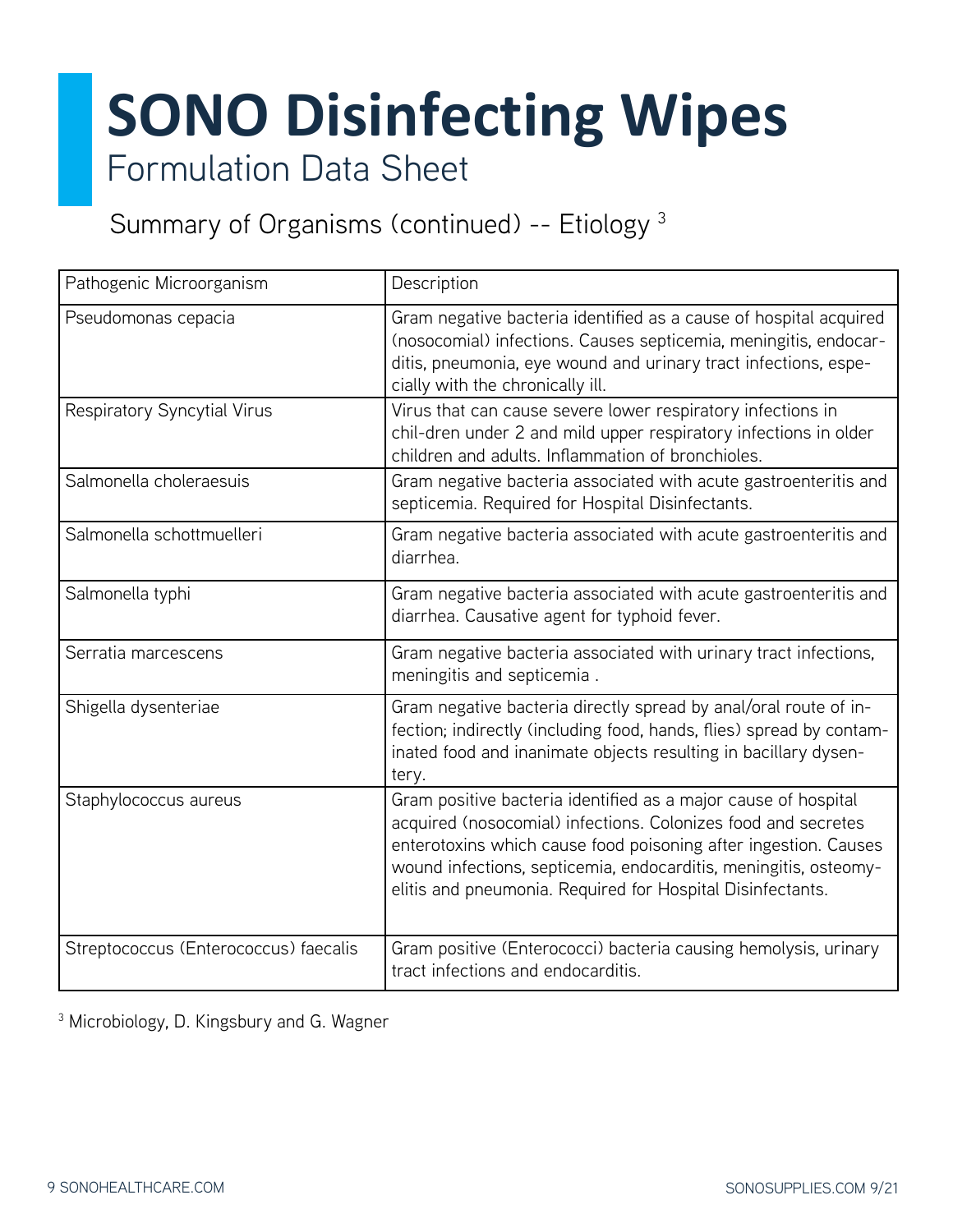# SONO Disinfecting Wipes

## Formulation Data Sheet

### Summary of Organisms (continued) -- Etiology [3]

| Pathogenic Microorganism | Description |
| --- | --- |
| Pseudomonas cepacia | Gram negative bacteria identified as a cause of hospital acquired (nosocomial) infections. Causes septicemia, meningitis, endocarditis, pneumonia, eye wound and urinary tract infections, especially with the chronically ill. |
| Respiratory Syncytial Virus | Virus that can cause severe lower respiratory infections in chil-dren under 2 and mild upper respiratory infections in older children and adults. Inflammation of bronchioles. |
| Salmonella choleraesuis | Gram negative bacteria associated with acute gastroenteritis and septicemia. Required for Hospital Disinfectants. |
| Salmonella schottmuelleri | Gram negative bacteria associated with acute gastroenteritis and diarrhea. |
| Salmonella typhi | Gram negative bacteria associated with acute gastroenteritis and diarrhea. Causative agent for typhoid fever. |
| Serratia marcescens | Gram negative bacteria associated with urinary tract infections, meningitis and septicemia . |
| Shigella dysenteriae | Gram negative bacteria directly spread by anal/oral route of infection; indirectly (including food, hands, flies) spread by contaminated food and inanimate objects resulting in bacillary dysentery. |
| Staphylococcus aureus | Gram positive bacteria identified as a major cause of hospital acquired (nosocomial) infections. Colonizes food and secretes enterotoxins which cause food poisoning after ingestion. Causes wound infections, septicemia, endocarditis, meningitis, osteomyelitis and pneumonia. Required for Hospital Disinfectants. |
| Streptococcus (Enterococcus) faecalis | Gram positive (Enterococci) bacteria causing hemolysis, urinary tract infections and endocarditis. |

[3] Microbiology, D. Kingsbury and G. Wagner